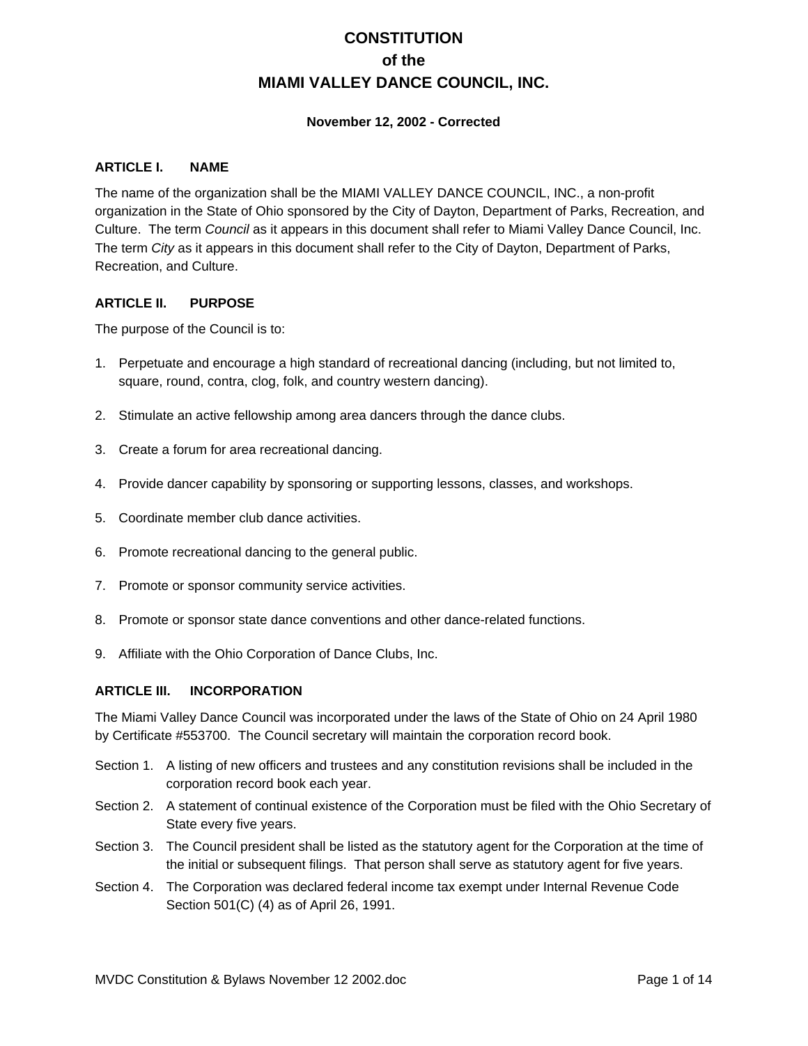# CONSTITUTION
# of the
# MIAMI VALLEY DANCE COUNCIL, INC.

**November 12, 2002 - Corrected**

## ARTICLE I. NAME

The name of the organization shall be the MIAMI VALLEY DANCE COUNCIL, INC., a non-profit organization in the State of Ohio sponsored by the City of Dayton, Department of Parks, Recreation, and Culture. The term *Council* as it appears in this document shall refer to Miami Valley Dance Council, Inc. The term *City* as it appears in this document shall refer to the City of Dayton, Department of Parks, Recreation, and Culture.

## ARTICLE II. PURPOSE

The purpose of the Council is to:

1. Perpetuate and encourage a high standard of recreational dancing (including, but not limited to, square, round, contra, clog, folk, and country western dancing).

2. Stimulate an active fellowship among area dancers through the dance clubs.

3. Create a forum for area recreational dancing.

4. Provide dancer capability by sponsoring or supporting lessons, classes, and workshops.

5. Coordinate member club dance activities.

6. Promote recreational dancing to the general public.

7. Promote or sponsor community service activities.

8. Promote or sponsor state dance conventions and other dance-related functions.

9. Affiliate with the Ohio Corporation of Dance Clubs, Inc.

## ARTICLE III. INCORPORATION

The Miami Valley Dance Council was incorporated under the laws of the State of Ohio on 24 April 1980 by Certificate #553700. The Council secretary will maintain the corporation record book.

Section 1. A listing of new officers and trustees and any constitution revisions shall be included in the corporation record book each year.

Section 2. A statement of continual existence of the Corporation must be filed with the Ohio Secretary of State every five years.

Section 3. The Council president shall be listed as the statutory agent for the Corporation at the time of the initial or subsequent filings. That person shall serve as statutory agent for five years.

Section 4. The Corporation was declared federal income tax exempt under Internal Revenue Code Section 501(C) (4) as of April 26, 1991.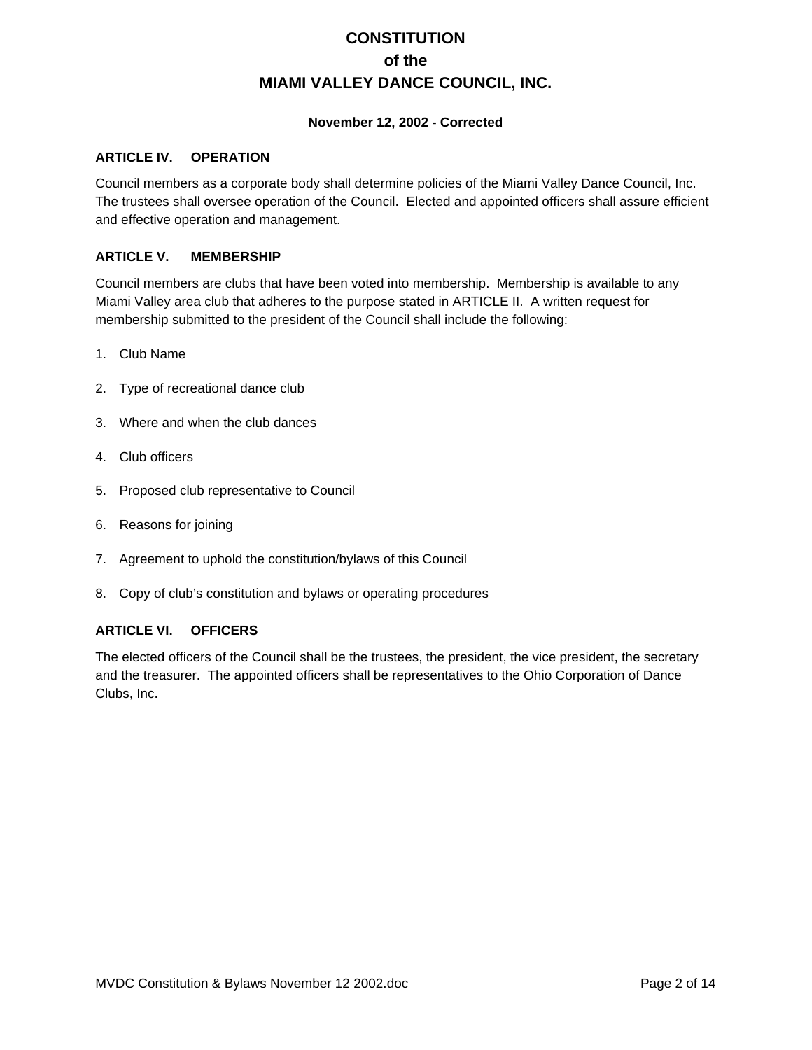# CONSTITUTION
# of the
# MIAMI VALLEY DANCE COUNCIL, INC.

**November 12, 2002 - Corrected**

## ARTICLE IV. OPERATION

Council members as a corporate body shall determine policies of the Miami Valley Dance Council, Inc. The trustees shall oversee operation of the Council. Elected and appointed officers shall assure efficient and effective operation and management.

## ARTICLE V. MEMBERSHIP

Council members are clubs that have been voted into membership. Membership is available to any Miami Valley area club that adheres to the purpose stated in ARTICLE II. A written request for membership submitted to the president of the Council shall include the following:

1. Club Name
2. Type of recreational dance club
3. Where and when the club dances
4. Club officers
5. Proposed club representative to Council
6. Reasons for joining
7. Agreement to uphold the constitution/bylaws of this Council
8. Copy of club's constitution and bylaws or operating procedures

## ARTICLE VI. OFFICERS

The elected officers of the Council shall be the trustees, the president, the vice president, the secretary and the treasurer. The appointed officers shall be representatives to the Ohio Corporation of Dance Clubs, Inc.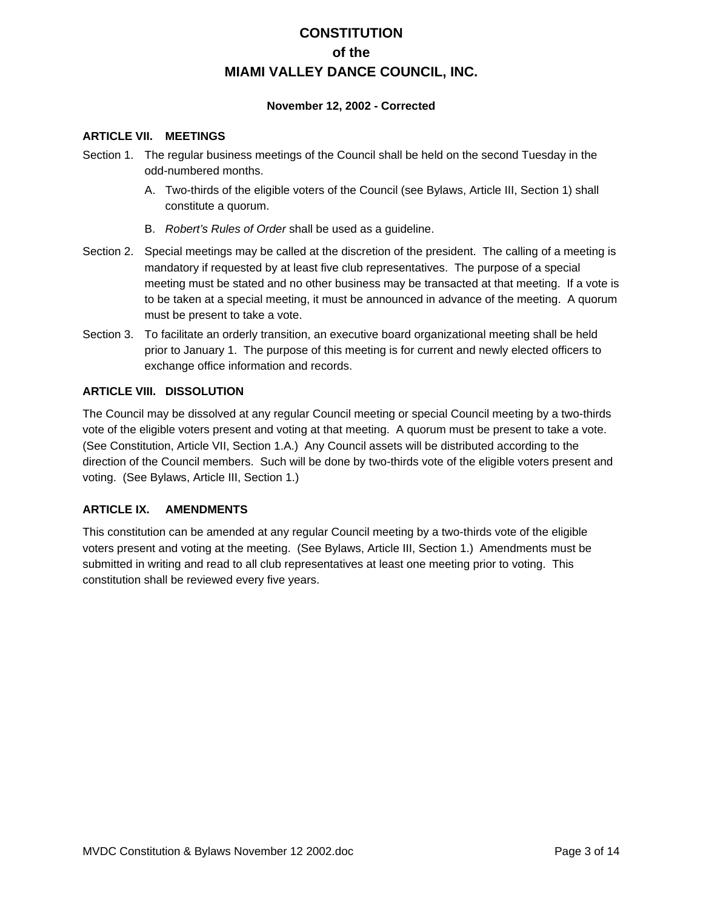# CONSTITUTION
# of the
# MIAMI VALLEY DANCE COUNCIL, INC.

**November 12, 2002 - Corrected**

## ARTICLE VII. MEETINGS

Section 1. The regular business meetings of the Council shall be held on the second Tuesday in the odd-numbered months.

A. Two-thirds of the eligible voters of the Council (see Bylaws, Article III, Section 1) shall constitute a quorum.

B. *Robert's Rules of Order* shall be used as a guideline.

Section 2. Special meetings may be called at the discretion of the president. The calling of a meeting is mandatory if requested by at least five club representatives. The purpose of a special meeting must be stated and no other business may be transacted at that meeting. If a vote is to be taken at a special meeting, it must be announced in advance of the meeting. A quorum must be present to take a vote.

Section 3. To facilitate an orderly transition, an executive board organizational meeting shall be held prior to January 1. The purpose of this meeting is for current and newly elected officers to exchange office information and records.

## ARTICLE VIII. DISSOLUTION

The Council may be dissolved at any regular Council meeting or special Council meeting by a two-thirds vote of the eligible voters present and voting at that meeting. A quorum must be present to take a vote. (See Constitution, Article VII, Section 1.A.) Any Council assets will be distributed according to the direction of the Council members. Such will be done by two-thirds vote of the eligible voters present and voting. (See Bylaws, Article III, Section 1.)

## ARTICLE IX. AMENDMENTS

This constitution can be amended at any regular Council meeting by a two-thirds vote of the eligible voters present and voting at the meeting. (See Bylaws, Article III, Section 1.) Amendments must be submitted in writing and read to all club representatives at least one meeting prior to voting. This constitution shall be reviewed every five years.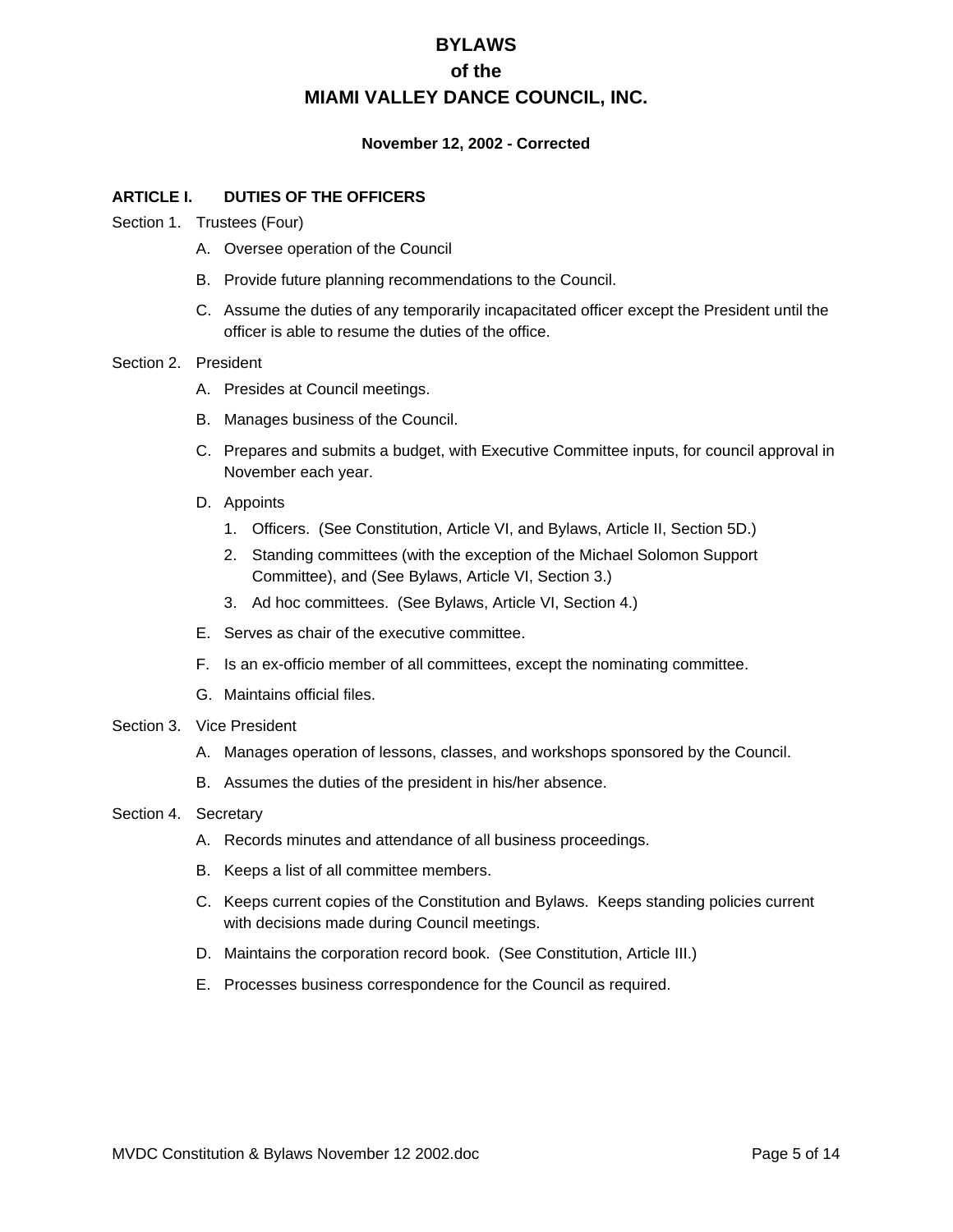# BYLAWS
# of the
# MIAMI VALLEY DANCE COUNCIL, INC.

**November 12, 2002 - Corrected**

## ARTICLE I. DUTIES OF THE OFFICERS

Section 1. Trustees (Four)

- A. Oversee operation of the Council
- B. Provide future planning recommendations to the Council.
- C. Assume the duties of any temporarily incapacitated officer except the President until the officer is able to resume the duties of the office.

Section 2. President

- A. Presides at Council meetings.
- B. Manages business of the Council.
- C. Prepares and submits a budget, with Executive Committee inputs, for council approval in November each year.
- D. Appoints
  1. Officers. (See Constitution, Article VI, and Bylaws, Article II, Section 5D.)
  2. Standing committees (with the exception of the Michael Solomon Support Committee), and (See Bylaws, Article VI, Section 3.)
  3. Ad hoc committees. (See Bylaws, Article VI, Section 4.)
- E. Serves as chair of the executive committee.
- F. Is an ex-officio member of all committees, except the nominating committee.
- G. Maintains official files.

Section 3. Vice President

- A. Manages operation of lessons, classes, and workshops sponsored by the Council.
- B. Assumes the duties of the president in his/her absence.

Section 4. Secretary

- A. Records minutes and attendance of all business proceedings.
- B. Keeps a list of all committee members.
- C. Keeps current copies of the Constitution and Bylaws. Keeps standing policies current with decisions made during Council meetings.
- D. Maintains the corporation record book. (See Constitution, Article III.)
- E. Processes business correspondence for the Council as required.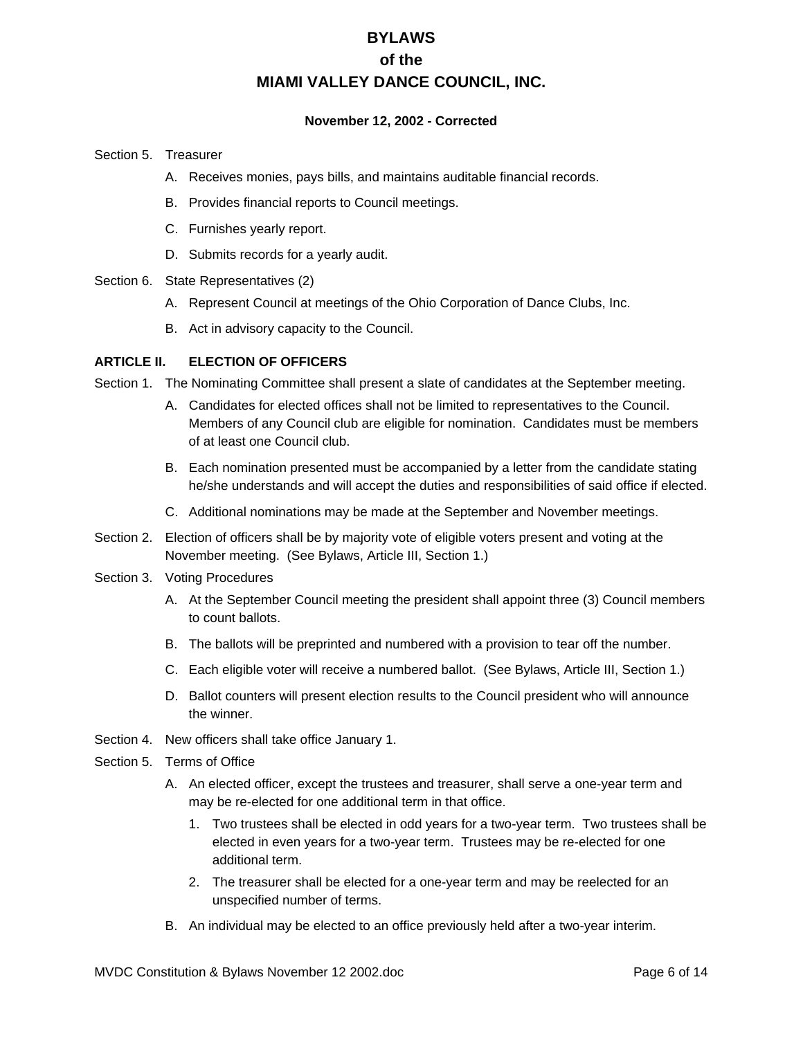Section 5. Treasurer

A. Receives monies, pays bills, and maintains auditable financial records.

B. Provides financial reports to Council meetings.

C. Furnishes yearly report.

D. Submits records for a yearly audit.

Section 6. State Representatives (2)

A. Represent Council at meetings of the Ohio Corporation of Dance Clubs, Inc.

B. Act in advisory capacity to the Council.

### ARTICLE II. ELECTION OF OFFICERS

Section 1. The Nominating Committee shall present a slate of candidates at the September meeting.

A. Candidates for elected offices shall not be limited to representatives to the Council. Members of any Council club are eligible for nomination. Candidates must be members of at least one Council club.

B. Each nomination presented must be accompanied by a letter from the candidate stating he/she understands and will accept the duties and responsibilities of said office if elected.

C. Additional nominations may be made at the September and November meetings.

Section 2. Election of officers shall be by majority vote of eligible voters present and voting at the November meeting. (See Bylaws, Article III, Section 1.)

Section 3. Voting Procedures

A. At the September Council meeting the president shall appoint three (3) Council members to count ballots.

B. The ballots will be preprinted and numbered with a provision to tear off the number.

C. Each eligible voter will receive a numbered ballot. (See Bylaws, Article III, Section 1.)

D. Ballot counters will present election results to the Council president who will announce the winner.

Section 4. New officers shall take office January 1.

Section 5. Terms of Office

A. An elected officer, except the trustees and treasurer, shall serve a one-year term and may be re-elected for one additional term in that office.

   1. Two trustees shall be elected in odd years for a two-year term. Two trustees shall be elected in even years for a two-year term. Trustees may be re-elected for one additional term.

   2. The treasurer shall be elected for a one-year term and may be reelected for an unspecified number of terms.

B. An individual may be elected to an office previously held after a two-year interim.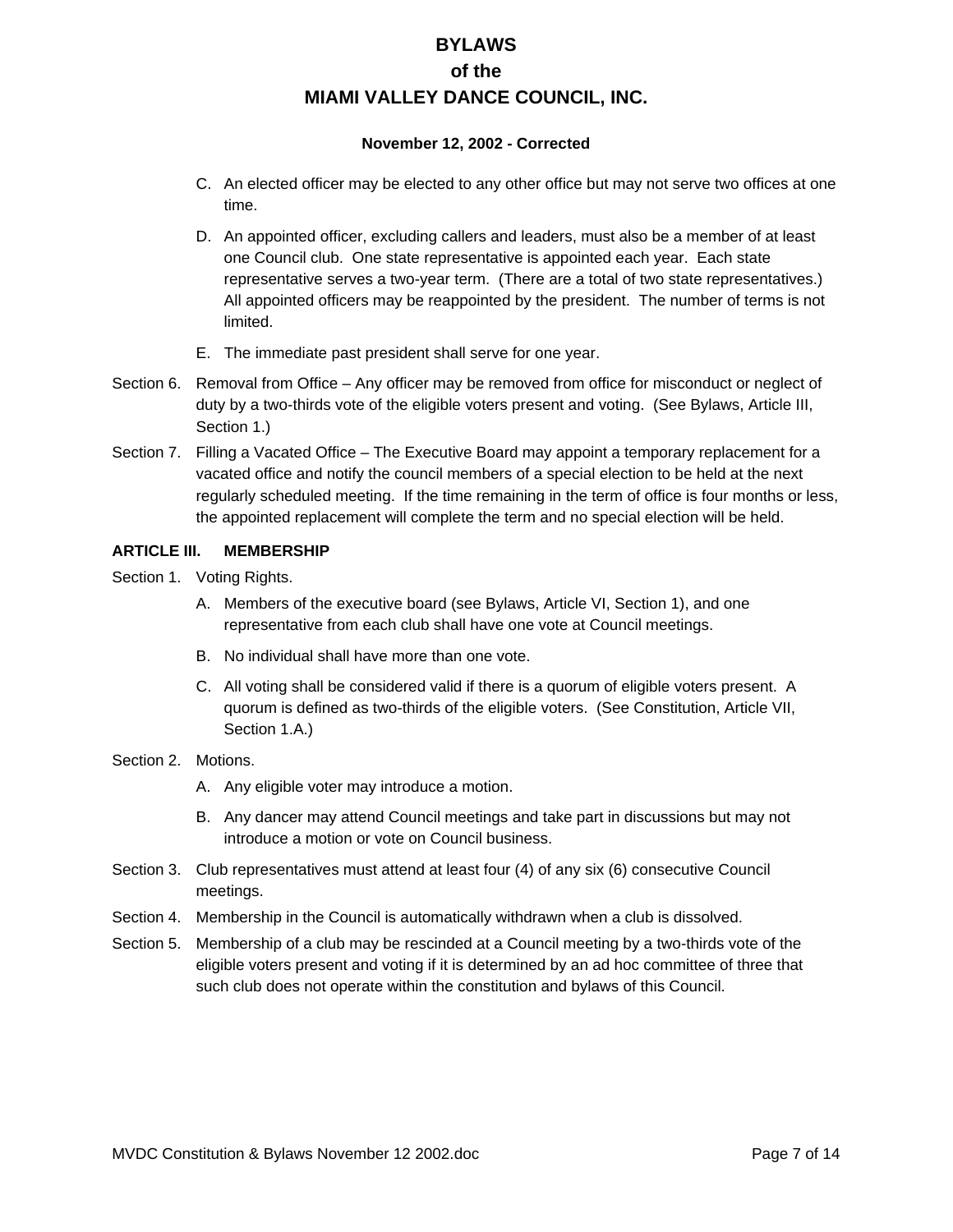C. An elected officer may be elected to any other office but may not serve two offices at one time.

D. An appointed officer, excluding callers and leaders, must also be a member of at least one Council club. One state representative is appointed each year. Each state representative serves a two-year term. (There are a total of two state representatives.) All appointed officers may be reappointed by the president. The number of terms is not limited.

E. The immediate past president shall serve for one year.

Section 6. Removal from Office – Any officer may be removed from office for misconduct or neglect of duty by a two-thirds vote of the eligible voters present and voting. (See Bylaws, Article III, Section 1.)

Section 7. Filling a Vacated Office – The Executive Board may appoint a temporary replacement for a vacated office and notify the council members of a special election to be held at the next regularly scheduled meeting. If the time remaining in the term of office is four months or less, the appointed replacement will complete the term and no special election will be held.

## ARTICLE III. MEMBERSHIP

Section 1. Voting Rights.

A. Members of the executive board (see Bylaws, Article VI, Section 1), and one representative from each club shall have one vote at Council meetings.

B. No individual shall have more than one vote.

C. All voting shall be considered valid if there is a quorum of eligible voters present. A quorum is defined as two-thirds of the eligible voters. (See Constitution, Article VII, Section 1.A.)

Section 2. Motions.

A. Any eligible voter may introduce a motion.

B. Any dancer may attend Council meetings and take part in discussions but may not introduce a motion or vote on Council business.

Section 3. Club representatives must attend at least four (4) of any six (6) consecutive Council meetings.

Section 4. Membership in the Council is automatically withdrawn when a club is dissolved.

Section 5. Membership of a club may be rescinded at a Council meeting by a two-thirds vote of the eligible voters present and voting if it is determined by an ad hoc committee of three that such club does not operate within the constitution and bylaws of this Council.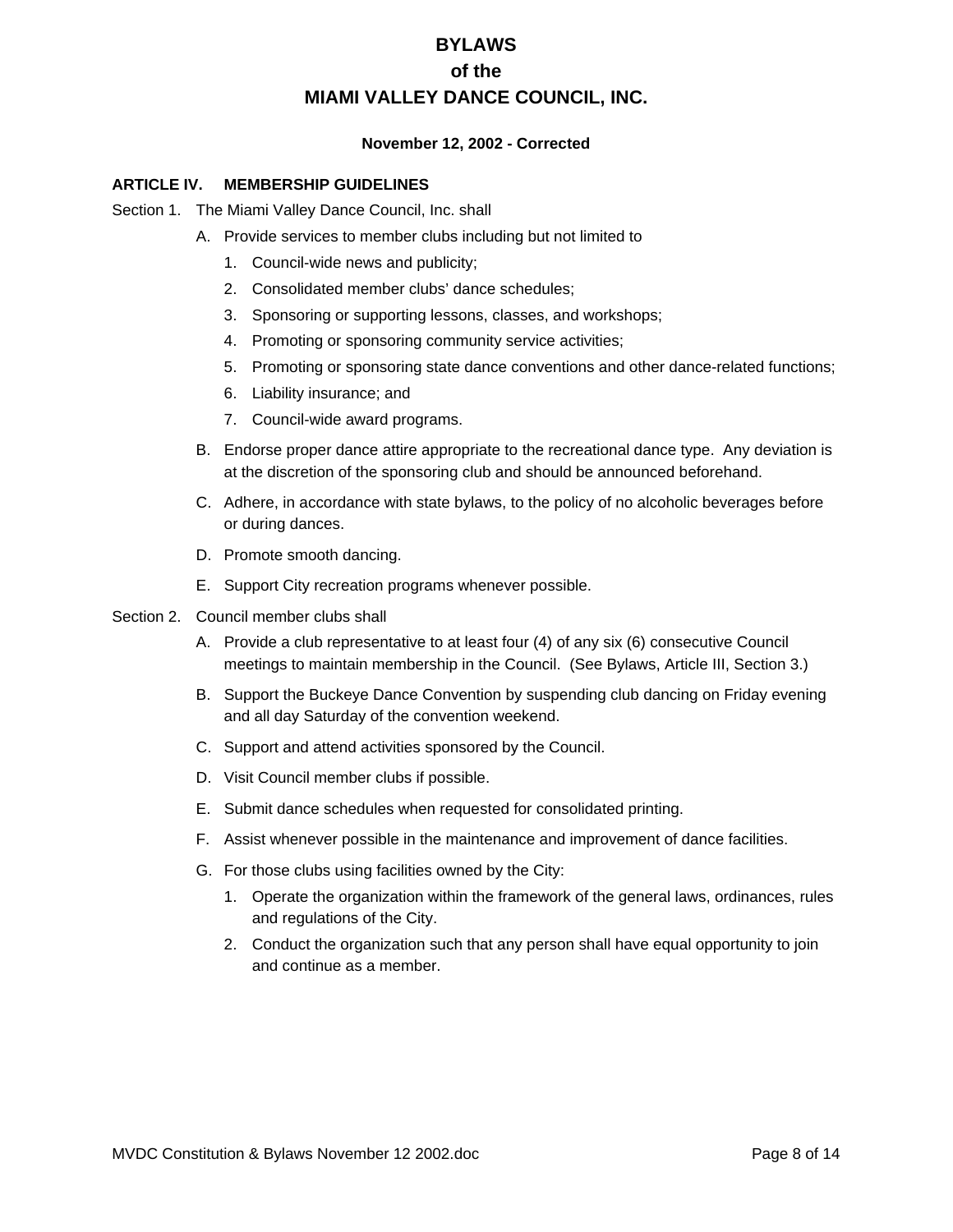# BYLAWS
# of the
# MIAMI VALLEY DANCE COUNCIL, INC.

**November 12, 2002 - Corrected**

## ARTICLE IV. MEMBERSHIP GUIDELINES

Section 1. The Miami Valley Dance Council, Inc. shall

- A. Provide services to member clubs including but not limited to
  1. Council-wide news and publicity;
  2. Consolidated member clubs' dance schedules;
  3. Sponsoring or supporting lessons, classes, and workshops;
  4. Promoting or sponsoring community service activities;
  5. Promoting or sponsoring state dance conventions and other dance-related functions;
  6. Liability insurance; and
  7. Council-wide award programs.
- B. Endorse proper dance attire appropriate to the recreational dance type. Any deviation is at the discretion of the sponsoring club and should be announced beforehand.
- C. Adhere, in accordance with state bylaws, to the policy of no alcoholic beverages before or during dances.
- D. Promote smooth dancing.
- E. Support City recreation programs whenever possible.

Section 2. Council member clubs shall

- A. Provide a club representative to at least four (4) of any six (6) consecutive Council meetings to maintain membership in the Council. (See Bylaws, Article III, Section 3.)
- B. Support the Buckeye Dance Convention by suspending club dancing on Friday evening and all day Saturday of the convention weekend.
- C. Support and attend activities sponsored by the Council.
- D. Visit Council member clubs if possible.
- E. Submit dance schedules when requested for consolidated printing.
- F. Assist whenever possible in the maintenance and improvement of dance facilities.
- G. For those clubs using facilities owned by the City:
  1. Operate the organization within the framework of the general laws, ordinances, rules and regulations of the City.
  2. Conduct the organization such that any person shall have equal opportunity to join and continue as a member.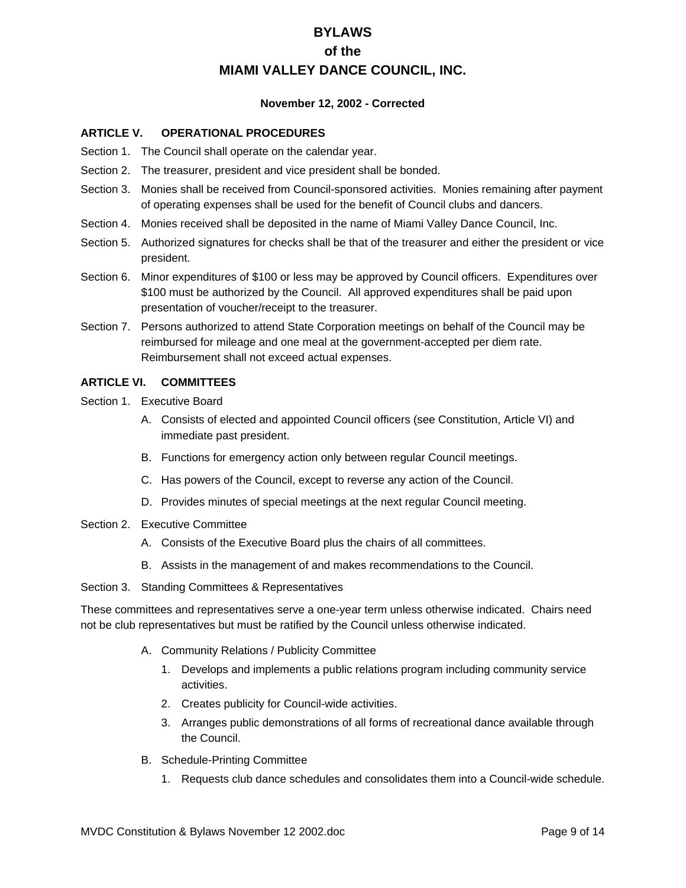# BYLAWS
# of the
# MIAMI VALLEY DANCE COUNCIL, INC.

**November 12, 2002 - Corrected**

## ARTICLE V. OPERATIONAL PROCEDURES

Section 1. The Council shall operate on the calendar year.

Section 2. The treasurer, president and vice president shall be bonded.

Section 3. Monies shall be received from Council-sponsored activities. Monies remaining after payment of operating expenses shall be used for the benefit of Council clubs and dancers.

Section 4. Monies received shall be deposited in the name of Miami Valley Dance Council, Inc.

Section 5. Authorized signatures for checks shall be that of the treasurer and either the president or vice president.

Section 6. Minor expenditures of $100 or less may be approved by Council officers. Expenditures over $100 must be authorized by the Council. All approved expenditures shall be paid upon presentation of voucher/receipt to the treasurer.

Section 7. Persons authorized to attend State Corporation meetings on behalf of the Council may be reimbursed for mileage and one meal at the government-accepted per diem rate. Reimbursement shall not exceed actual expenses.

## ARTICLE VI. COMMITTEES

Section 1. Executive Board

A. Consists of elected and appointed Council officers (see Constitution, Article VI) and immediate past president.

B. Functions for emergency action only between regular Council meetings.

C. Has powers of the Council, except to reverse any action of the Council.

D. Provides minutes of special meetings at the next regular Council meeting.

Section 2. Executive Committee

A. Consists of the Executive Board plus the chairs of all committees.

B. Assists in the management of and makes recommendations to the Council.

Section 3. Standing Committees & Representatives

These committees and representatives serve a one-year term unless otherwise indicated. Chairs need not be club representatives but must be ratified by the Council unless otherwise indicated.

A. Community Relations / Publicity Committee

1. Develops and implements a public relations program including community service activities.
2. Creates publicity for Council-wide activities.
3. Arranges public demonstrations of all forms of recreational dance available through the Council.

B. Schedule-Printing Committee

1. Requests club dance schedules and consolidates them into a Council-wide schedule.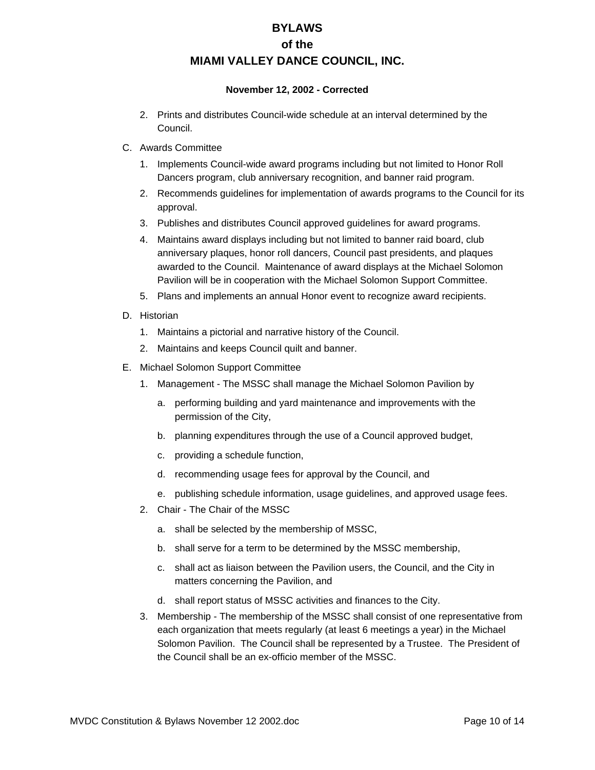2. Prints and distributes Council-wide schedule at an interval determined by the Council.

C. Awards Committee

1. Implements Council-wide award programs including but not limited to Honor Roll Dancers program, club anniversary recognition, and banner raid program.
2. Recommends guidelines for implementation of awards programs to the Council for its approval.
3. Publishes and distributes Council approved guidelines for award programs.
4. Maintains award displays including but not limited to banner raid board, club anniversary plaques, honor roll dancers, Council past presidents, and plaques awarded to the Council. Maintenance of award displays at the Michael Solomon Pavilion will be in cooperation with the Michael Solomon Support Committee.
5. Plans and implements an annual Honor event to recognize award recipients.

D. Historian

1. Maintains a pictorial and narrative history of the Council.
2. Maintains and keeps Council quilt and banner.

E. Michael Solomon Support Committee

1. Management - The MSSC shall manage the Michael Solomon Pavilion by
   a. performing building and yard maintenance and improvements with the permission of the City,
   b. planning expenditures through the use of a Council approved budget,
   c. providing a schedule function,
   d. recommending usage fees for approval by the Council, and
   e. publishing schedule information, usage guidelines, and approved usage fees.
2. Chair - The Chair of the MSSC
   a. shall be selected by the membership of MSSC,
   b. shall serve for a term to be determined by the MSSC membership,
   c. shall act as liaison between the Pavilion users, the Council, and the City in matters concerning the Pavilion, and
   d. shall report status of MSSC activities and finances to the City.
3. Membership - The membership of the MSSC shall consist of one representative from each organization that meets regularly (at least 6 meetings a year) in the Michael Solomon Pavilion. The Council shall be represented by a Trustee. The President of the Council shall be an ex-officio member of the MSSC.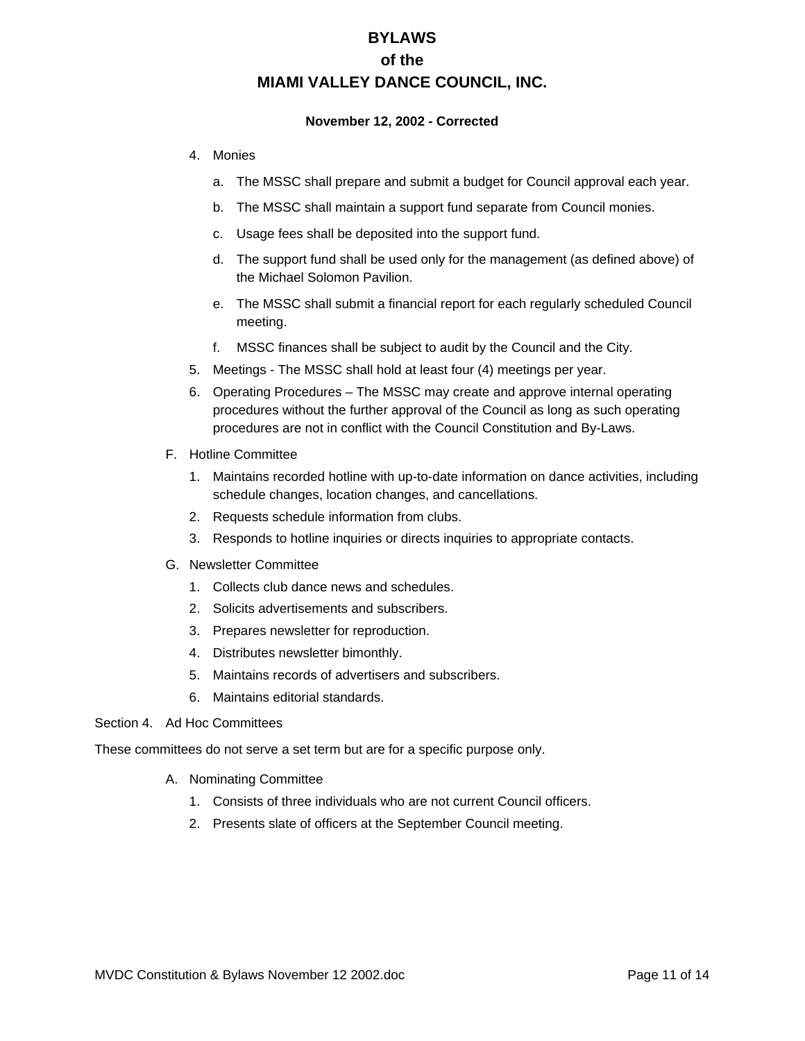4. Monies

    a. The MSSC shall prepare and submit a budget for Council approval each year.

    b. The MSSC shall maintain a support fund separate from Council monies.

    c. Usage fees shall be deposited into the support fund.

    d. The support fund shall be used only for the management (as defined above) of the Michael Solomon Pavilion.

    e. The MSSC shall submit a financial report for each regularly scheduled Council meeting.

    f. MSSC finances shall be subject to audit by the Council and the City.

5. Meetings - The MSSC shall hold at least four (4) meetings per year.

6. Operating Procedures – The MSSC may create and approve internal operating procedures without the further approval of the Council as long as such operating procedures are not in conflict with the Council Constitution and By-Laws.

F. Hotline Committee

1. Maintains recorded hotline with up-to-date information on dance activities, including schedule changes, location changes, and cancellations.
2. Requests schedule information from clubs.
3. Responds to hotline inquiries or directs inquiries to appropriate contacts.

G. Newsletter Committee

1. Collects club dance news and schedules.
2. Solicits advertisements and subscribers.
3. Prepares newsletter for reproduction.
4. Distributes newsletter bimonthly.
5. Maintains records of advertisers and subscribers.
6. Maintains editorial standards.

Section 4. Ad Hoc Committees

These committees do not serve a set term but are for a specific purpose only.

A. Nominating Committee

1. Consists of three individuals who are not current Council officers.
2. Presents slate of officers at the September Council meeting.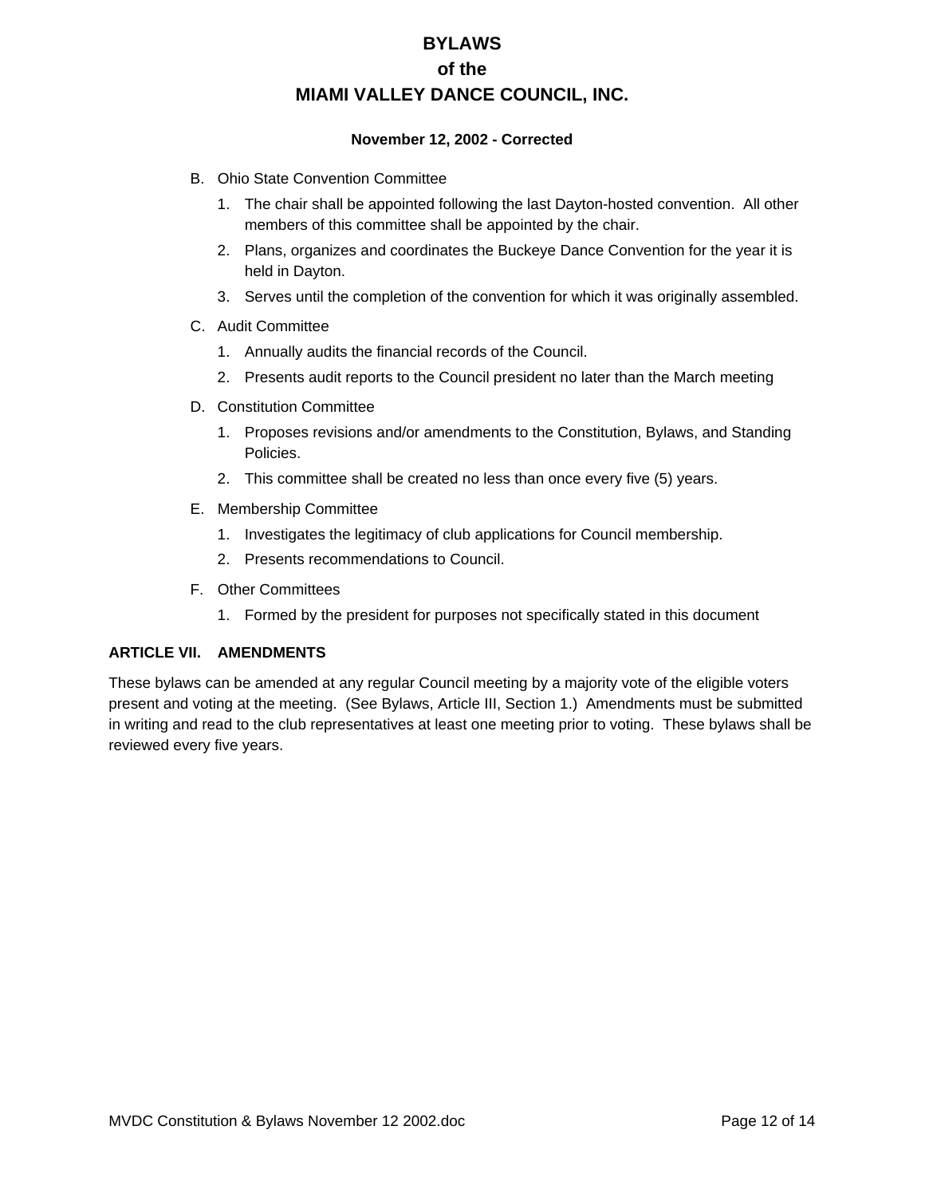B. Ohio State Convention Committee

   1. The chair shall be appointed following the last Dayton-hosted convention.  All other members of this committee shall be appointed by the chair.
   2. Plans, organizes and coordinates the Buckeye Dance Convention for the year it is held in Dayton.
   3. Serves until the completion of the convention for which it was originally assembled.

C. Audit Committee

   1. Annually audits the financial records of the Council.
   2. Presents audit reports to the Council president no later than the March meeting

D. Constitution Committee

   1. Proposes revisions and/or amendments to the Constitution, Bylaws, and Standing Policies.
   2. This committee shall be created no less than once every five (5) years.

E. Membership Committee

   1. Investigates the legitimacy of club applications for Council membership.
   2. Presents recommendations to Council.

F. Other Committees

   1. Formed by the president for purposes not specifically stated in this document

## ARTICLE VII. AMENDMENTS

These bylaws can be amended at any regular Council meeting by a majority vote of the eligible voters present and voting at the meeting.  (See Bylaws, Article III, Section 1.)  Amendments must be submitted in writing and read to the club representatives at least one meeting prior to voting.  These bylaws shall be reviewed every five years.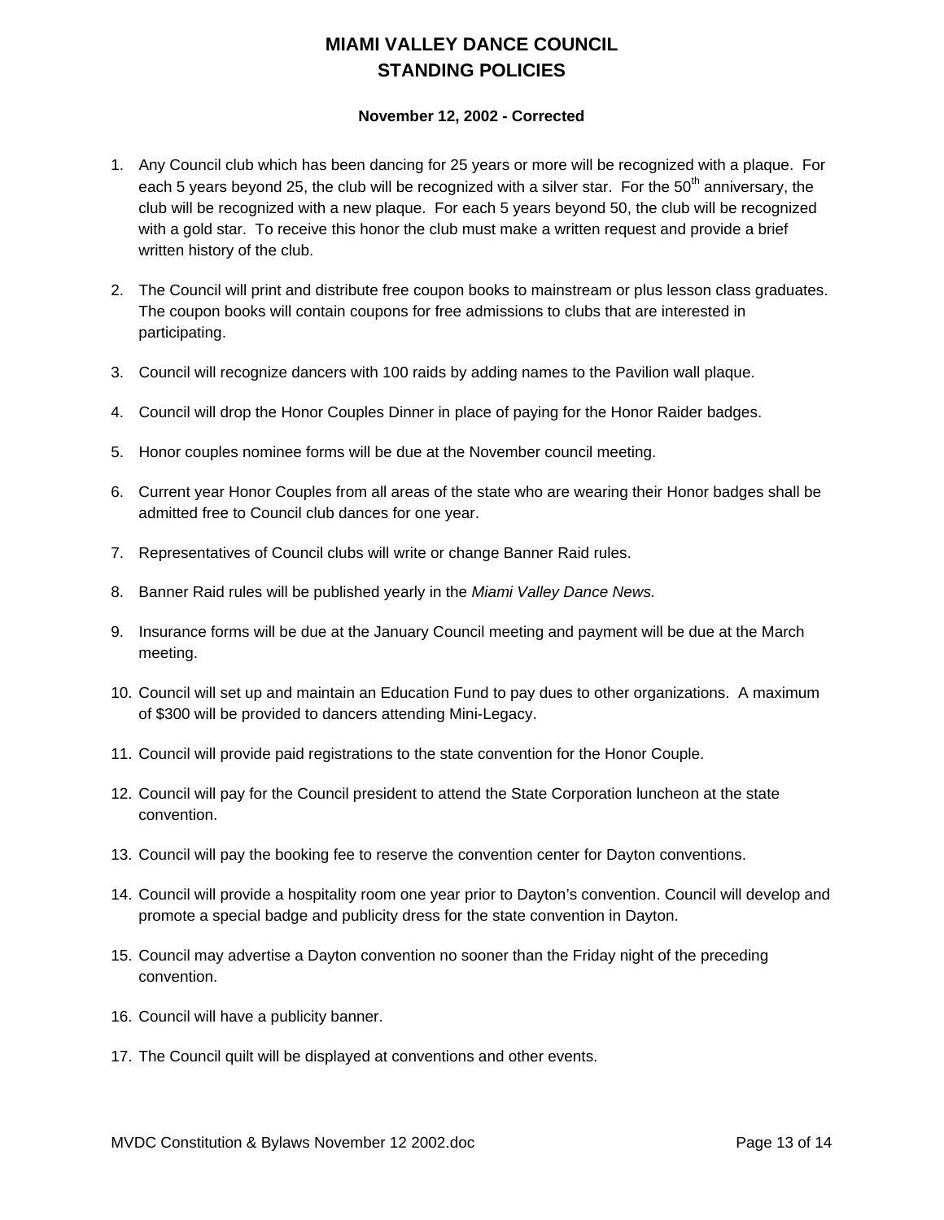# MIAMI VALLEY DANCE COUNCIL
# STANDING POLICIES

**November 12, 2002 - Corrected**

1. Any Council club which has been dancing for 25 years or more will be recognized with a plaque. For each 5 years beyond 25, the club will be recognized with a silver star. For the 50th anniversary, the club will be recognized with a new plaque. For each 5 years beyond 50, the club will be recognized with a gold star. To receive this honor the club must make a written request and provide a brief written history of the club.

2. The Council will print and distribute free coupon books to mainstream or plus lesson class graduates. The coupon books will contain coupons for free admissions to clubs that are interested in participating.

3. Council will recognize dancers with 100 raids by adding names to the Pavilion wall plaque.

4. Council will drop the Honor Couples Dinner in place of paying for the Honor Raider badges.

5. Honor couples nominee forms will be due at the November council meeting.

6. Current year Honor Couples from all areas of the state who are wearing their Honor badges shall be admitted free to Council club dances for one year.

7. Representatives of Council clubs will write or change Banner Raid rules.

8. Banner Raid rules will be published yearly in the *Miami Valley Dance News.*

9. Insurance forms will be due at the January Council meeting and payment will be due at the March meeting.

10. Council will set up and maintain an Education Fund to pay dues to other organizations. A maximum of $300 will be provided to dancers attending Mini-Legacy.

11. Council will provide paid registrations to the state convention for the Honor Couple.

12. Council will pay for the Council president to attend the State Corporation luncheon at the state convention.

13. Council will pay the booking fee to reserve the convention center for Dayton conventions.

14. Council will provide a hospitality room one year prior to Dayton's convention. Council will develop and promote a special badge and publicity dress for the state convention in Dayton.

15. Council may advertise a Dayton convention no sooner than the Friday night of the preceding convention.

16. Council will have a publicity banner.

17. The Council quilt will be displayed at conventions and other events.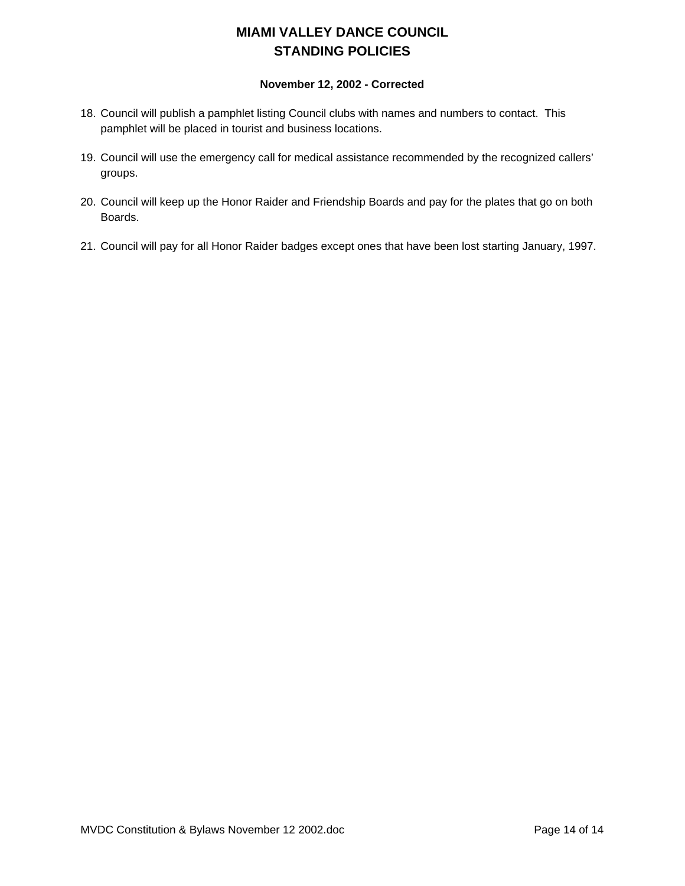# MIAMI VALLEY DANCE COUNCIL
# STANDING POLICIES

**November 12, 2002 - Corrected**

18. Council will publish a pamphlet listing Council clubs with names and numbers to contact. This pamphlet will be placed in tourist and business locations.

19. Council will use the emergency call for medical assistance recommended by the recognized callers' groups.

20. Council will keep up the Honor Raider and Friendship Boards and pay for the plates that go on both Boards.

21. Council will pay for all Honor Raider badges except ones that have been lost starting January, 1997.